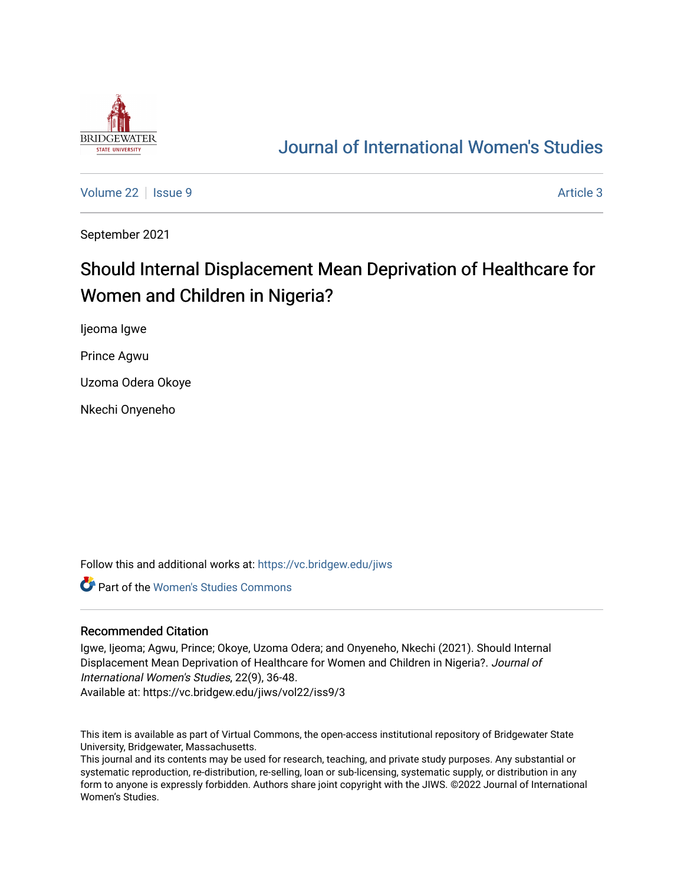Journal of International Women's Studies

Volume 22 | Issue 9 | Article 3

September 2021

# Should Internal Displacement Mean Deprivation of Healthcare for Women and Children in Nigeria?

Ijeoma Igwe

Prince Agwu

Uzoma Odera Okoye

Nkechi Onyeneho

Follow this and additional works at: https://vc.bridgew.edu/jiws

Part of the Women's Studies Commons

## Recommended Citation

Igwe, Ijeoma; Agwu, Prince; Okoye, Uzoma Odera; and Onyeneho, Nkechi (2021). Should Internal Displacement Mean Deprivation of Healthcare for Women and Children in Nigeria?. *Journal of International Women's Studies*, 22(9), 36-48.
Available at: https://vc.bridgew.edu/jiws/vol22/iss9/3

This item is available as part of Virtual Commons, the open-access institutional repository of Bridgewater State University, Bridgewater, Massachusetts.
This journal and its contents may be used for research, teaching, and private study purposes. Any substantial or systematic reproduction, re-distribution, re-selling, loan or sub-licensing, systematic supply, or distribution in any form to anyone is expressly forbidden. Authors share joint copyright with the JIWS. ©2022 Journal of International Women's Studies.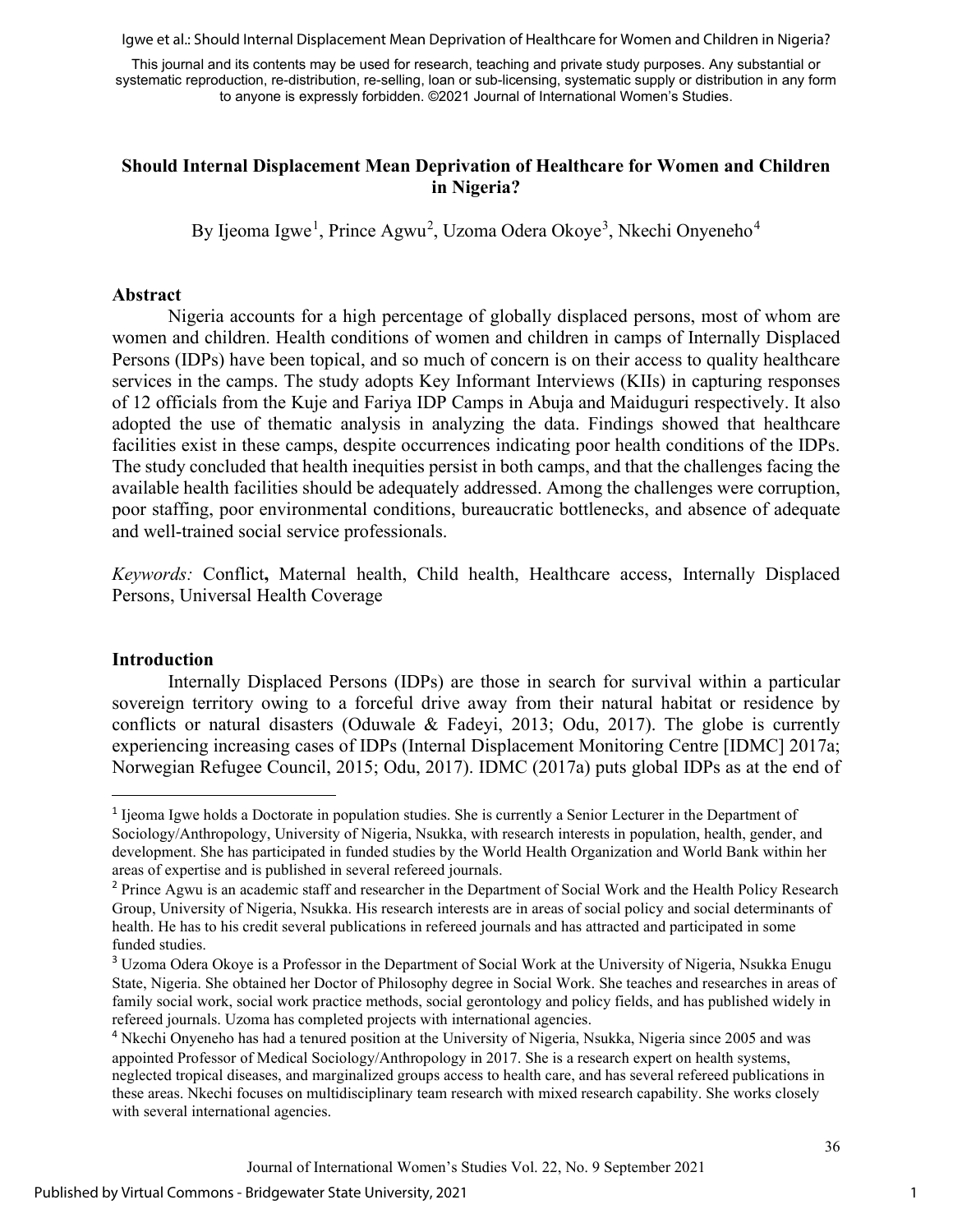This journal and its contents may be used for research, teaching and private study purposes. Any substantial or systematic reproduction, re-distribution, re-selling, loan or sub-licensing, systematic supply or distribution in any form to anyone is expressly forbidden. ©2021 Journal of International Women's Studies.

# Should Internal Displacement Mean Deprivation of Healthcare for Women and Children in Nigeria?

By Ijeoma Igwe[1], Prince Agwu[2], Uzoma Odera Okoye[3], Nkechi Onyeneho[4]

## Abstract

Nigeria accounts for a high percentage of globally displaced persons, most of whom are women and children. Health conditions of women and children in camps of Internally Displaced Persons (IDPs) have been topical, and so much of concern is on their access to quality healthcare services in the camps. The study adopts Key Informant Interviews (KIIs) in capturing responses of 12 officials from the Kuje and Fariya IDP Camps in Abuja and Maiduguri respectively. It also adopted the use of thematic analysis in analyzing the data. Findings showed that healthcare facilities exist in these camps, despite occurrences indicating poor health conditions of the IDPs. The study concluded that health inequities persist in both camps, and that the challenges facing the available health facilities should be adequately addressed. Among the challenges were corruption, poor staffing, poor environmental conditions, bureaucratic bottlenecks, and absence of adequate and well-trained social service professionals.

*Keywords:* Conflict**,** Maternal health, Child health, Healthcare access, Internally Displaced Persons, Universal Health Coverage

## Introduction

Internally Displaced Persons (IDPs) are those in search for survival within a particular sovereign territory owing to a forceful drive away from their natural habitat or residence by conflicts or natural disasters (Oduwale & Fadeyi, 2013; Odu, 2017). The globe is currently experiencing increasing cases of IDPs (Internal Displacement Monitoring Centre [IDMC] 2017a; Norwegian Refugee Council, 2015; Odu, 2017). IDMC (2017a) puts global IDPs as at the end of

---

[1] Ijeoma Igwe holds a Doctorate in population studies. She is currently a Senior Lecturer in the Department of Sociology/Anthropology, University of Nigeria, Nsukka, with research interests in population, health, gender, and development. She has participated in funded studies by the World Health Organization and World Bank within her areas of expertise and is published in several refereed journals.

[2] Prince Agwu is an academic staff and researcher in the Department of Social Work and the Health Policy Research Group, University of Nigeria, Nsukka. His research interests are in areas of social policy and social determinants of health. He has to his credit several publications in refereed journals and has attracted and participated in some funded studies.

[3] Uzoma Odera Okoye is a Professor in the Department of Social Work at the University of Nigeria, Nsukka Enugu State, Nigeria. She obtained her Doctor of Philosophy degree in Social Work. She teaches and researches in areas of family social work, social work practice methods, social gerontology and policy fields, and has published widely in refereed journals. Uzoma has completed projects with international agencies.

[4] Nkechi Onyeneho has had a tenured position at the University of Nigeria, Nsukka, Nigeria since 2005 and was appointed Professor of Medical Sociology/Anthropology in 2017. She is a research expert on health systems, neglected tropical diseases, and marginalized groups access to health care, and has several refereed publications in these areas. Nkechi focuses on multidisciplinary team research with mixed research capability. She works closely with several international agencies.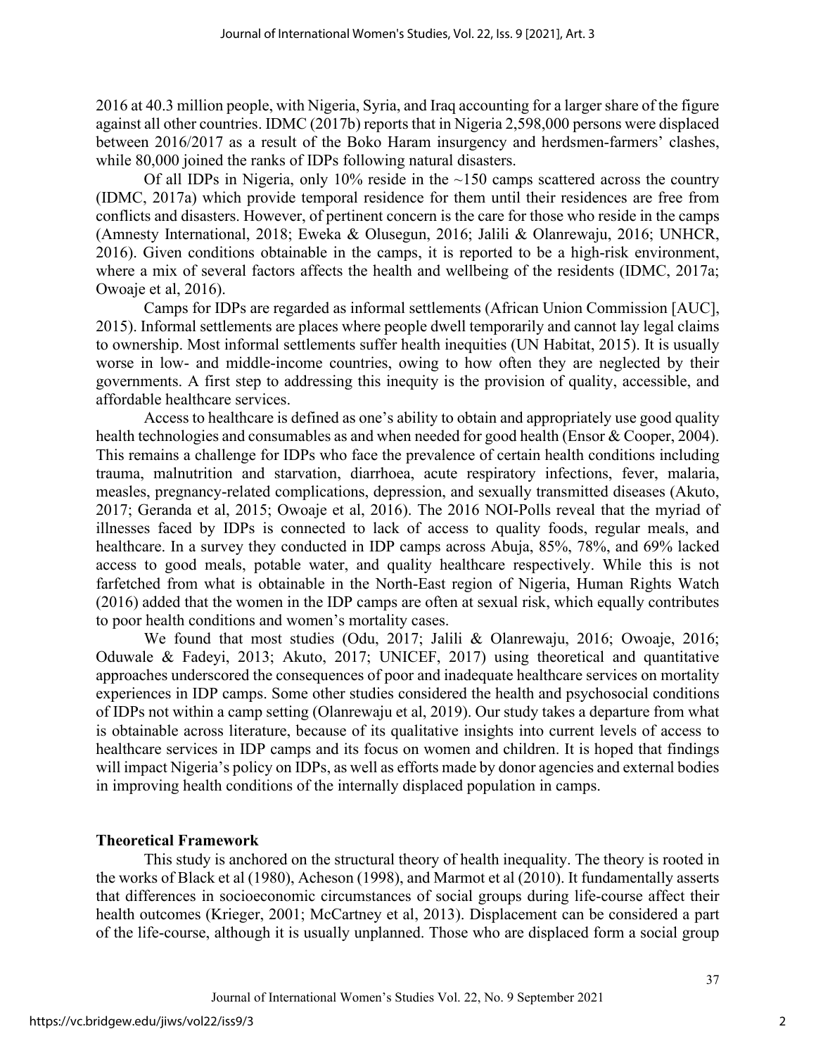2016 at 40.3 million people, with Nigeria, Syria, and Iraq accounting for a larger share of the figure against all other countries. IDMC (2017b) reports that in Nigeria 2,598,000 persons were displaced between 2016/2017 as a result of the Boko Haram insurgency and herdsmen-farmers' clashes, while 80,000 joined the ranks of IDPs following natural disasters.

Of all IDPs in Nigeria, only 10% reside in the ~150 camps scattered across the country (IDMC, 2017a) which provide temporal residence for them until their residences are free from conflicts and disasters. However, of pertinent concern is the care for those who reside in the camps (Amnesty International, 2018; Eweka & Olusegun, 2016; Jalili & Olanrewaju, 2016; UNHCR, 2016). Given conditions obtainable in the camps, it is reported to be a high-risk environment, where a mix of several factors affects the health and wellbeing of the residents (IDMC, 2017a; Owoaje et al, 2016).

Camps for IDPs are regarded as informal settlements (African Union Commission [AUC], 2015). Informal settlements are places where people dwell temporarily and cannot lay legal claims to ownership. Most informal settlements suffer health inequities (UN Habitat, 2015). It is usually worse in low- and middle-income countries, owing to how often they are neglected by their governments. A first step to addressing this inequity is the provision of quality, accessible, and affordable healthcare services.

Access to healthcare is defined as one's ability to obtain and appropriately use good quality health technologies and consumables as and when needed for good health (Ensor & Cooper, 2004). This remains a challenge for IDPs who face the prevalence of certain health conditions including trauma, malnutrition and starvation, diarrhoea, acute respiratory infections, fever, malaria, measles, pregnancy-related complications, depression, and sexually transmitted diseases (Akuto, 2017; Geranda et al, 2015; Owoaje et al, 2016). The 2016 NOI-Polls reveal that the myriad of illnesses faced by IDPs is connected to lack of access to quality foods, regular meals, and healthcare. In a survey they conducted in IDP camps across Abuja, 85%, 78%, and 69% lacked access to good meals, potable water, and quality healthcare respectively. While this is not farfetched from what is obtainable in the North-East region of Nigeria, Human Rights Watch (2016) added that the women in the IDP camps are often at sexual risk, which equally contributes to poor health conditions and women's mortality cases.

We found that most studies (Odu, 2017; Jalili & Olanrewaju, 2016; Owoaje, 2016; Oduwale & Fadeyi, 2013; Akuto, 2017; UNICEF, 2017) using theoretical and quantitative approaches underscored the consequences of poor and inadequate healthcare services on mortality experiences in IDP camps. Some other studies considered the health and psychosocial conditions of IDPs not within a camp setting (Olanrewaju et al, 2019). Our study takes a departure from what is obtainable across literature, because of its qualitative insights into current levels of access to healthcare services in IDP camps and its focus on women and children. It is hoped that findings will impact Nigeria's policy on IDPs, as well as efforts made by donor agencies and external bodies in improving health conditions of the internally displaced population in camps.

## Theoretical Framework

This study is anchored on the structural theory of health inequality. The theory is rooted in the works of Black et al (1980), Acheson (1998), and Marmot et al (2010). It fundamentally asserts that differences in socioeconomic circumstances of social groups during life-course affect their health outcomes (Krieger, 2001; McCartney et al, 2013). Displacement can be considered a part of the life-course, although it is usually unplanned. Those who are displaced form a social group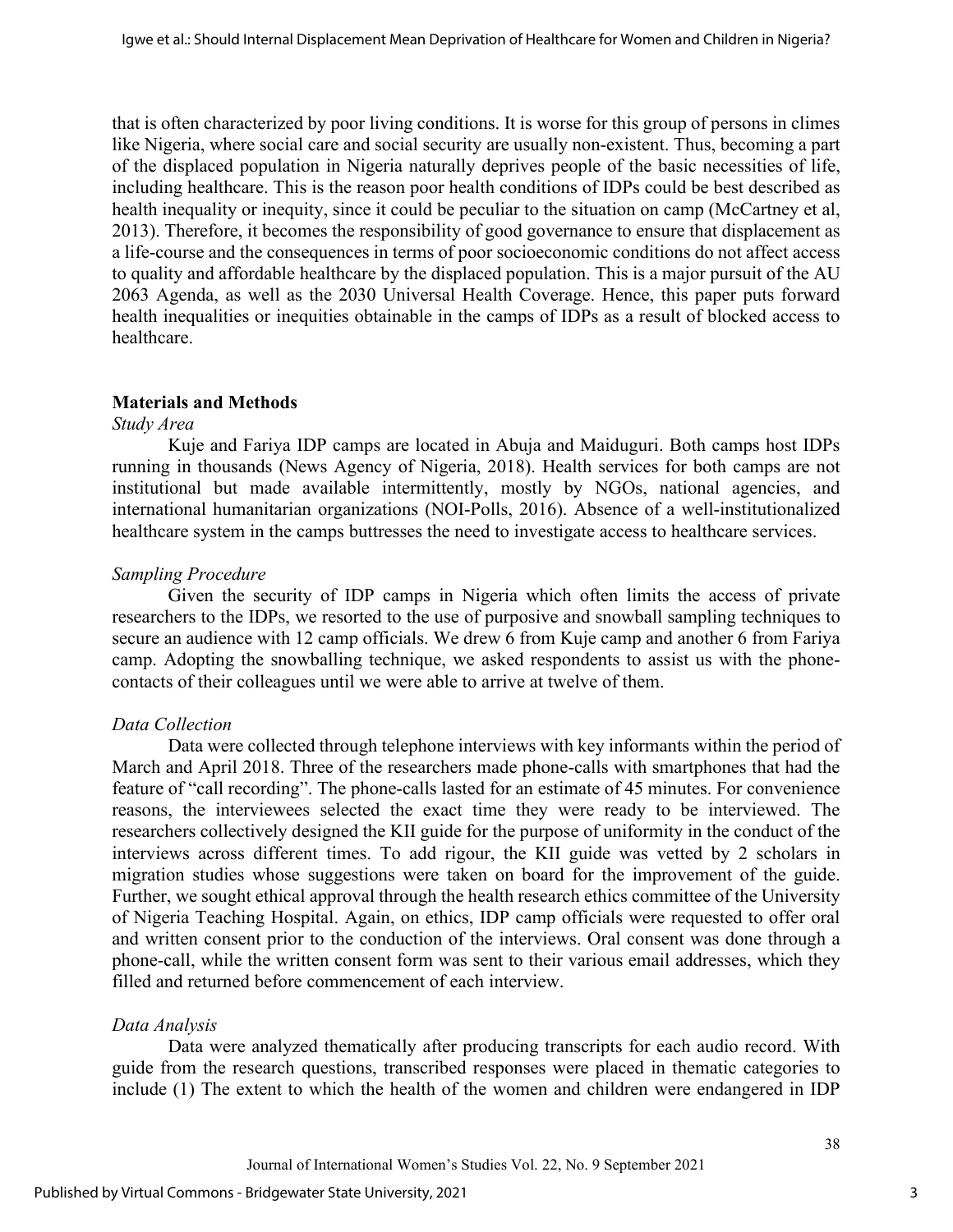that is often characterized by poor living conditions. It is worse for this group of persons in climes like Nigeria, where social care and social security are usually non-existent. Thus, becoming a part of the displaced population in Nigeria naturally deprives people of the basic necessities of life, including healthcare. This is the reason poor health conditions of IDPs could be best described as health inequality or inequity, since it could be peculiar to the situation on camp (McCartney et al, 2013). Therefore, it becomes the responsibility of good governance to ensure that displacement as a life-course and the consequences in terms of poor socioeconomic conditions do not affect access to quality and affordable healthcare by the displaced population. This is a major pursuit of the AU 2063 Agenda, as well as the 2030 Universal Health Coverage. Hence, this paper puts forward health inequalities or inequities obtainable in the camps of IDPs as a result of blocked access to healthcare.

## Materials and Methods

### *Study Area*

Kuje and Fariya IDP camps are located in Abuja and Maiduguri. Both camps host IDPs running in thousands (News Agency of Nigeria, 2018). Health services for both camps are not institutional but made available intermittently, mostly by NGOs, national agencies, and international humanitarian organizations (NOI-Polls, 2016). Absence of a well-institutionalized healthcare system in the camps buttresses the need to investigate access to healthcare services.

### *Sampling Procedure*

Given the security of IDP camps in Nigeria which often limits the access of private researchers to the IDPs, we resorted to the use of purposive and snowball sampling techniques to secure an audience with 12 camp officials. We drew 6 from Kuje camp and another 6 from Fariya camp. Adopting the snowballing technique, we asked respondents to assist us with the phone-contacts of their colleagues until we were able to arrive at twelve of them.

### *Data Collection*

Data were collected through telephone interviews with key informants within the period of March and April 2018. Three of the researchers made phone-calls with smartphones that had the feature of "call recording". The phone-calls lasted for an estimate of 45 minutes. For convenience reasons, the interviewees selected the exact time they were ready to be interviewed. The researchers collectively designed the KII guide for the purpose of uniformity in the conduct of the interviews across different times. To add rigour, the KII guide was vetted by 2 scholars in migration studies whose suggestions were taken on board for the improvement of the guide. Further, we sought ethical approval through the health research ethics committee of the University of Nigeria Teaching Hospital. Again, on ethics, IDP camp officials were requested to offer oral and written consent prior to the conduction of the interviews. Oral consent was done through a phone-call, while the written consent form was sent to their various email addresses, which they filled and returned before commencement of each interview.

### *Data Analysis*

Data were analyzed thematically after producing transcripts for each audio record. With guide from the research questions, transcribed responses were placed in thematic categories to include (1) The extent to which the health of the women and children were endangered in IDP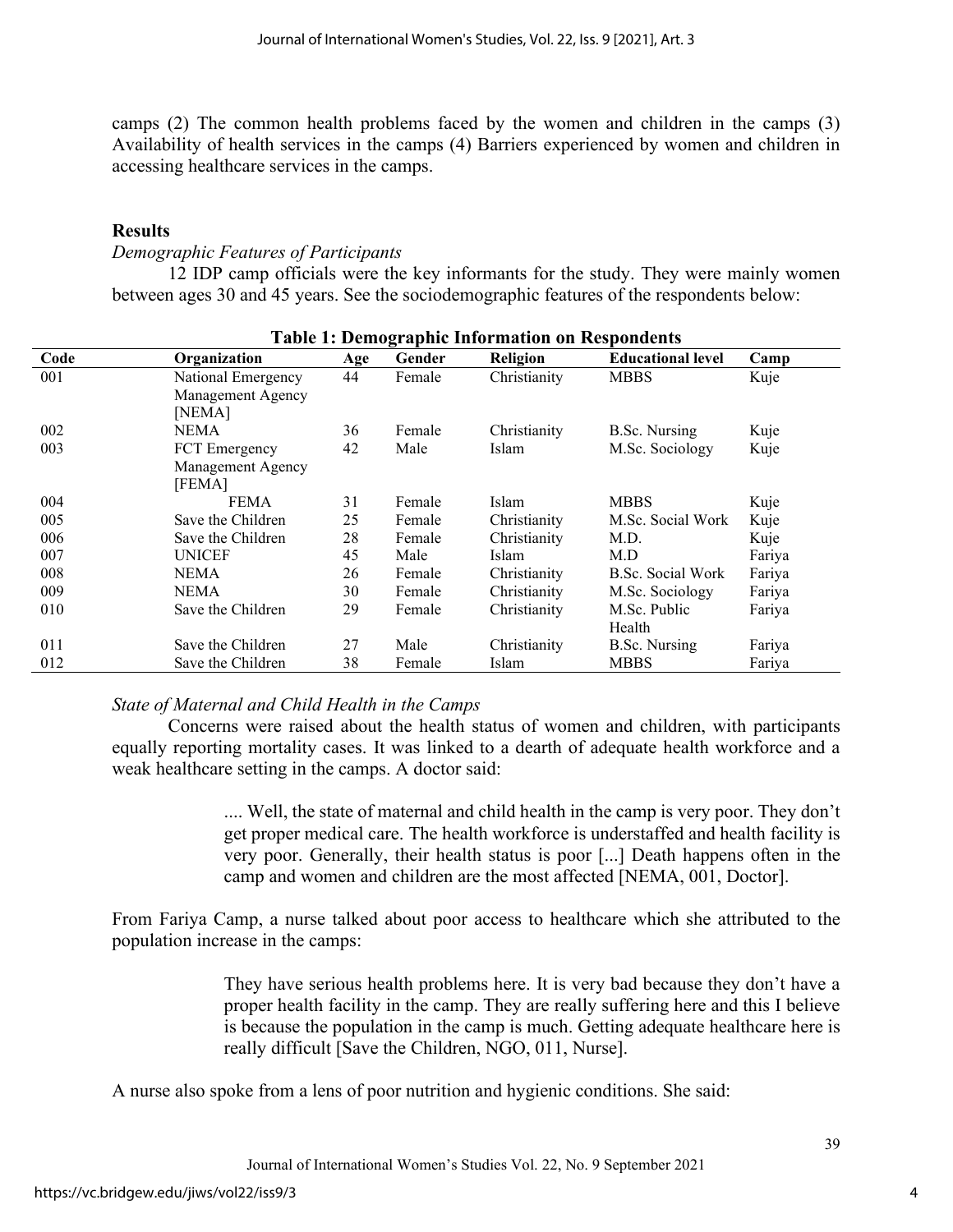camps (2) The common health problems faced by the women and children in the camps (3) Availability of health services in the camps (4) Barriers experienced by women and children in accessing healthcare services in the camps.

## Results

*Demographic Features of Participants*

12 IDP camp officials were the key informants for the study. They were mainly women between ages 30 and 45 years. See the sociodemographic features of the respondents below:

**Table 1: Demographic Information on Respondents**

| Code | Organization | Age | Gender | Religion | Educational level | Camp |
|---|---|---|---|---|---|---|
| 001 | National Emergency Management Agency [NEMA] | 44 | Female | Christianity | MBBS | Kuje |
| 002 | NEMA | 36 | Female | Christianity | B.Sc. Nursing | Kuje |
| 003 | FCT Emergency Management Agency [FEMA] | 42 | Male | Islam | M.Sc. Sociology | Kuje |
| 004 | FEMA | 31 | Female | Islam | MBBS | Kuje |
| 005 | Save the Children | 25 | Female | Christianity | M.Sc. Social Work | Kuje |
| 006 | Save the Children | 28 | Female | Christianity | M.D. | Kuje |
| 007 | UNICEF | 45 | Male | Islam | M.D | Fariya |
| 008 | NEMA | 26 | Female | Christianity | B.Sc. Social Work | Fariya |
| 009 | NEMA | 30 | Female | Christianity | M.Sc. Sociology | Fariya |
| 010 | Save the Children | 29 | Female | Christianity | M.Sc. Public Health | Fariya |
| 011 | Save the Children | 27 | Male | Christianity | B.Sc. Nursing | Fariya |
| 012 | Save the Children | 38 | Female | Islam | MBBS | Fariya |

*State of Maternal and Child Health in the Camps*

Concerns were raised about the health status of women and children, with participants equally reporting mortality cases. It was linked to a dearth of adequate health workforce and a weak healthcare setting in the camps. A doctor said:

> .... Well, the state of maternal and child health in the camp is very poor. They don't get proper medical care. The health workforce is understaffed and health facility is very poor. Generally, their health status is poor [...] Death happens often in the camp and women and children are the most affected [NEMA, 001, Doctor].

From Fariya Camp, a nurse talked about poor access to healthcare which she attributed to the population increase in the camps:

> They have serious health problems here. It is very bad because they don't have a proper health facility in the camp. They are really suffering here and this I believe is because the population in the camp is much. Getting adequate healthcare here is really difficult [Save the Children, NGO, 011, Nurse].

A nurse also spoke from a lens of poor nutrition and hygienic conditions. She said: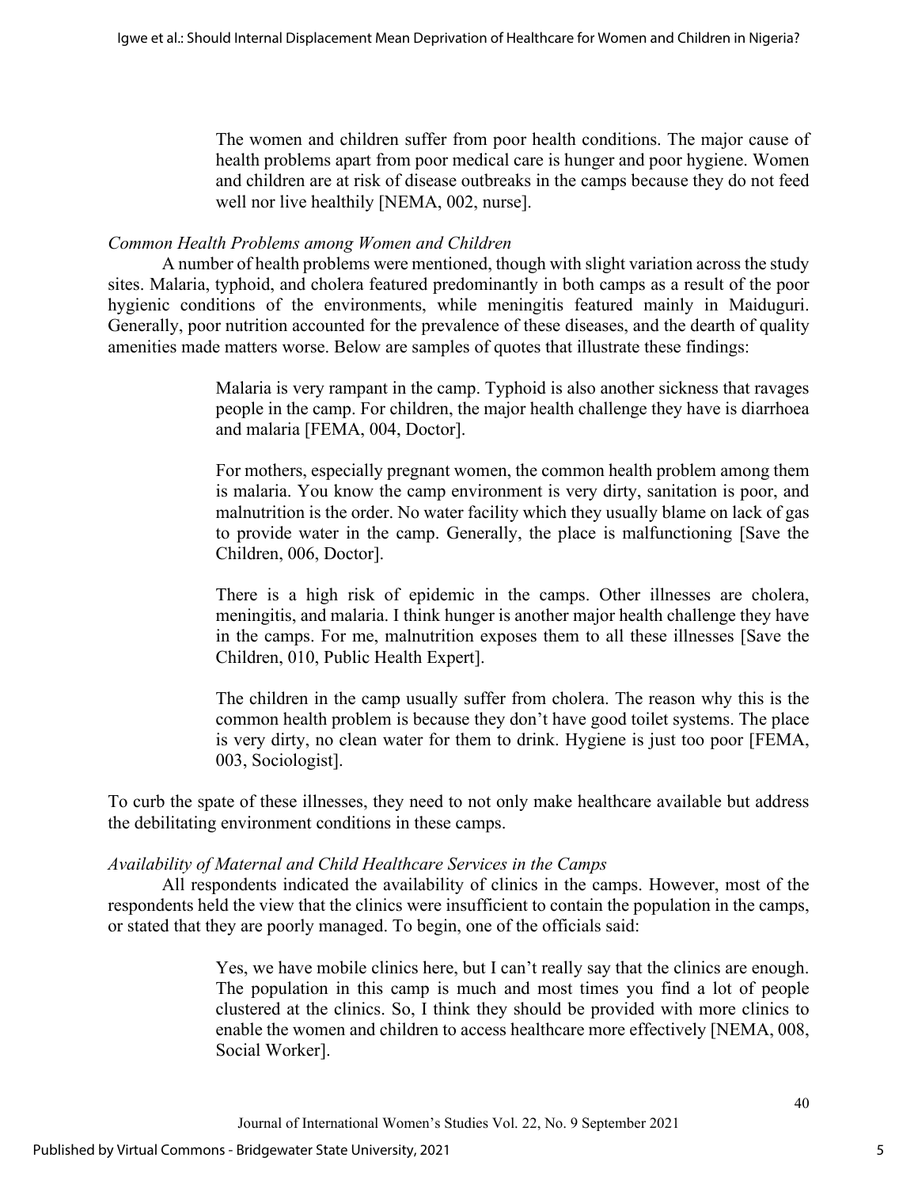> The women and children suffer from poor health conditions. The major cause of health problems apart from poor medical care is hunger and poor hygiene. Women and children are at risk of disease outbreaks in the camps because they do not feed well nor live healthily [NEMA, 002, nurse].

*Common Health Problems among Women and Children*

A number of health problems were mentioned, though with slight variation across the study sites. Malaria, typhoid, and cholera featured predominantly in both camps as a result of the poor hygienic conditions of the environments, while meningitis featured mainly in Maiduguri. Generally, poor nutrition accounted for the prevalence of these diseases, and the dearth of quality amenities made matters worse. Below are samples of quotes that illustrate these findings:

> Malaria is very rampant in the camp. Typhoid is also another sickness that ravages people in the camp. For children, the major health challenge they have is diarrhoea and malaria [FEMA, 004, Doctor].

> For mothers, especially pregnant women, the common health problem among them is malaria. You know the camp environment is very dirty, sanitation is poor, and malnutrition is the order. No water facility which they usually blame on lack of gas to provide water in the camp. Generally, the place is malfunctioning [Save the Children, 006, Doctor].

> There is a high risk of epidemic in the camps. Other illnesses are cholera, meningitis, and malaria. I think hunger is another major health challenge they have in the camps. For me, malnutrition exposes them to all these illnesses [Save the Children, 010, Public Health Expert].

> The children in the camp usually suffer from cholera. The reason why this is the common health problem is because they don't have good toilet systems. The place is very dirty, no clean water for them to drink. Hygiene is just too poor [FEMA, 003, Sociologist].

To curb the spate of these illnesses, they need to not only make healthcare available but address the debilitating environment conditions in these camps.

*Availability of Maternal and Child Healthcare Services in the Camps*

All respondents indicated the availability of clinics in the camps. However, most of the respondents held the view that the clinics were insufficient to contain the population in the camps, or stated that they are poorly managed. To begin, one of the officials said:

> Yes, we have mobile clinics here, but I can't really say that the clinics are enough. The population in this camp is much and most times you find a lot of people clustered at the clinics. So, I think they should be provided with more clinics to enable the women and children to access healthcare more effectively [NEMA, 008, Social Worker].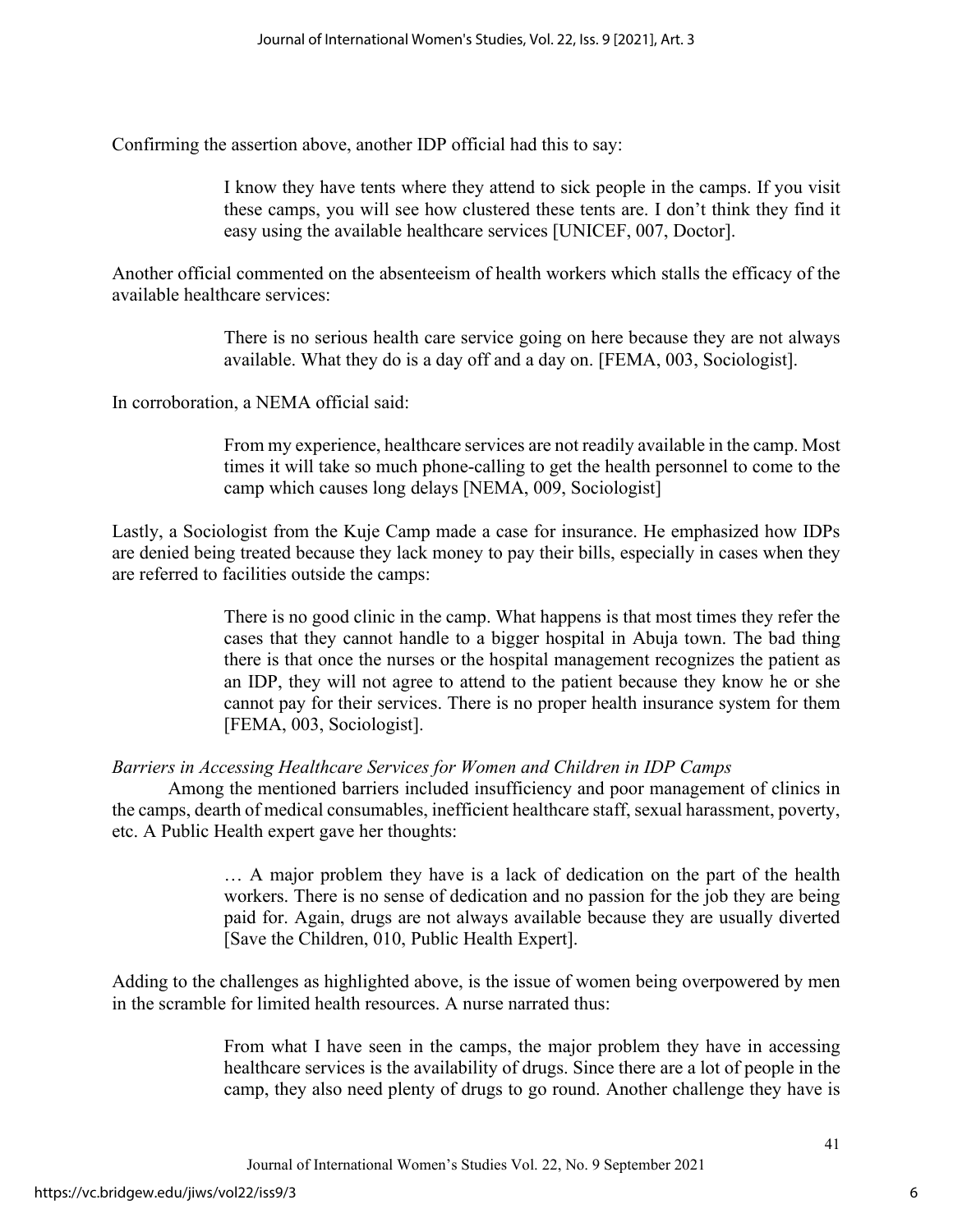Confirming the assertion above, another IDP official had this to say:

> I know they have tents where they attend to sick people in the camps. If you visit these camps, you will see how clustered these tents are. I don't think they find it easy using the available healthcare services [UNICEF, 007, Doctor].

Another official commented on the absenteeism of health workers which stalls the efficacy of the available healthcare services:

> There is no serious health care service going on here because they are not always available. What they do is a day off and a day on. [FEMA, 003, Sociologist].

In corroboration, a NEMA official said:

> From my experience, healthcare services are not readily available in the camp. Most times it will take so much phone-calling to get the health personnel to come to the camp which causes long delays [NEMA, 009, Sociologist]

Lastly, a Sociologist from the Kuje Camp made a case for insurance. He emphasized how IDPs are denied being treated because they lack money to pay their bills, especially in cases when they are referred to facilities outside the camps:

> There is no good clinic in the camp. What happens is that most times they refer the cases that they cannot handle to a bigger hospital in Abuja town. The bad thing there is that once the nurses or the hospital management recognizes the patient as an IDP, they will not agree to attend to the patient because they know he or she cannot pay for their services. There is no proper health insurance system for them [FEMA, 003, Sociologist].

*Barriers in Accessing Healthcare Services for Women and Children in IDP Camps*

Among the mentioned barriers included insufficiency and poor management of clinics in the camps, dearth of medical consumables, inefficient healthcare staff, sexual harassment, poverty, etc. A Public Health expert gave her thoughts:

> … A major problem they have is a lack of dedication on the part of the health workers. There is no sense of dedication and no passion for the job they are being paid for. Again, drugs are not always available because they are usually diverted [Save the Children, 010, Public Health Expert].

Adding to the challenges as highlighted above, is the issue of women being overpowered by men in the scramble for limited health resources. A nurse narrated thus:

> From what I have seen in the camps, the major problem they have in accessing healthcare services is the availability of drugs. Since there are a lot of people in the camp, they also need plenty of drugs to go round. Another challenge they have is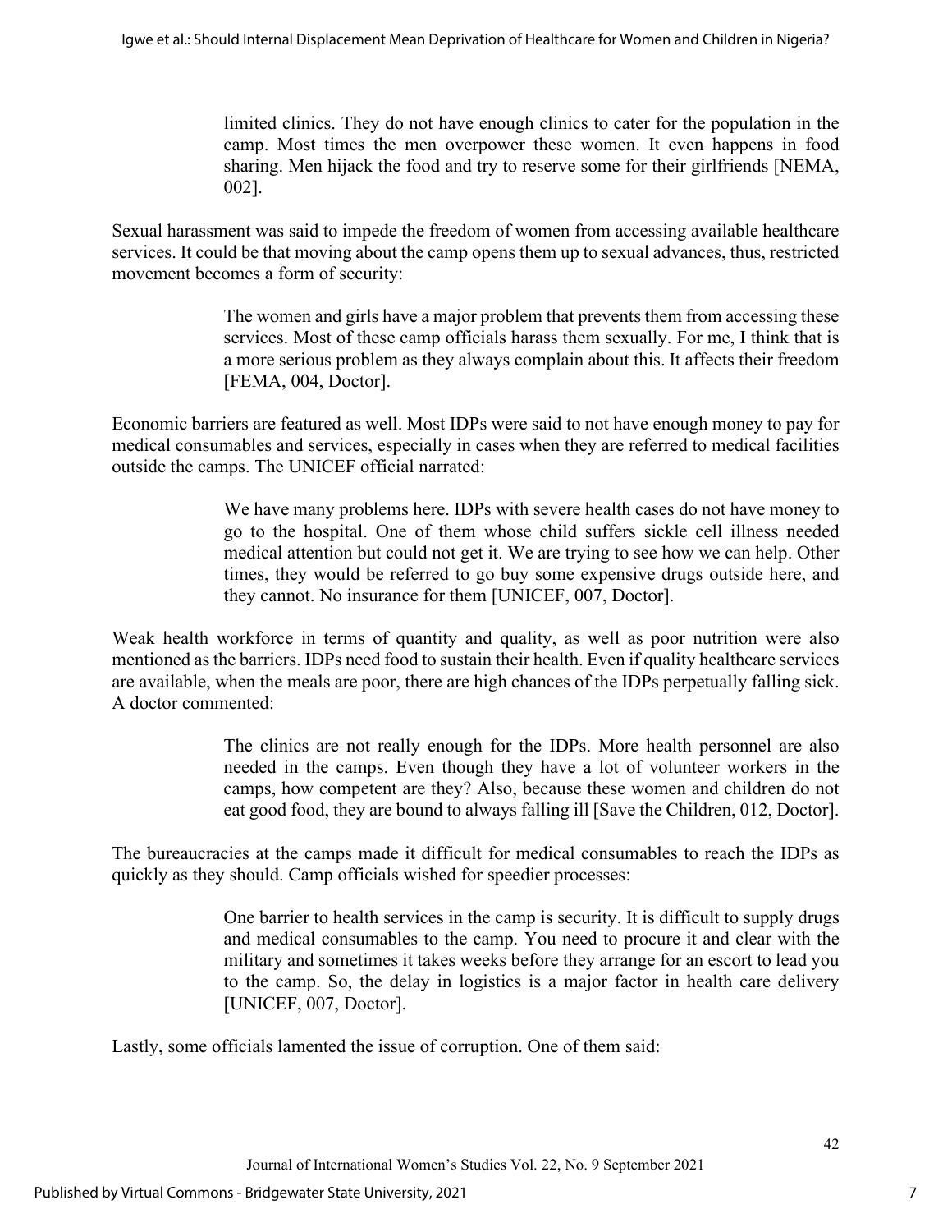> limited clinics. They do not have enough clinics to cater for the population in the camp. Most times the men overpower these women. It even happens in food sharing. Men hijack the food and try to reserve some for their girlfriends [NEMA, 002].

Sexual harassment was said to impede the freedom of women from accessing available healthcare services. It could be that moving about the camp opens them up to sexual advances, thus, restricted movement becomes a form of security:

> The women and girls have a major problem that prevents them from accessing these services. Most of these camp officials harass them sexually. For me, I think that is a more serious problem as they always complain about this. It affects their freedom [FEMA, 004, Doctor].

Economic barriers are featured as well. Most IDPs were said to not have enough money to pay for medical consumables and services, especially in cases when they are referred to medical facilities outside the camps. The UNICEF official narrated:

> We have many problems here. IDPs with severe health cases do not have money to go to the hospital. One of them whose child suffers sickle cell illness needed medical attention but could not get it. We are trying to see how we can help. Other times, they would be referred to go buy some expensive drugs outside here, and they cannot. No insurance for them [UNICEF, 007, Doctor].

Weak health workforce in terms of quantity and quality, as well as poor nutrition were also mentioned as the barriers. IDPs need food to sustain their health. Even if quality healthcare services are available, when the meals are poor, there are high chances of the IDPs perpetually falling sick. A doctor commented:

> The clinics are not really enough for the IDPs. More health personnel are also needed in the camps. Even though they have a lot of volunteer workers in the camps, how competent are they? Also, because these women and children do not eat good food, they are bound to always falling ill [Save the Children, 012, Doctor].

The bureaucracies at the camps made it difficult for medical consumables to reach the IDPs as quickly as they should. Camp officials wished for speedier processes:

> One barrier to health services in the camp is security. It is difficult to supply drugs and medical consumables to the camp. You need to procure it and clear with the military and sometimes it takes weeks before they arrange for an escort to lead you to the camp. So, the delay in logistics is a major factor in health care delivery [UNICEF, 007, Doctor].

Lastly, some officials lamented the issue of corruption. One of them said: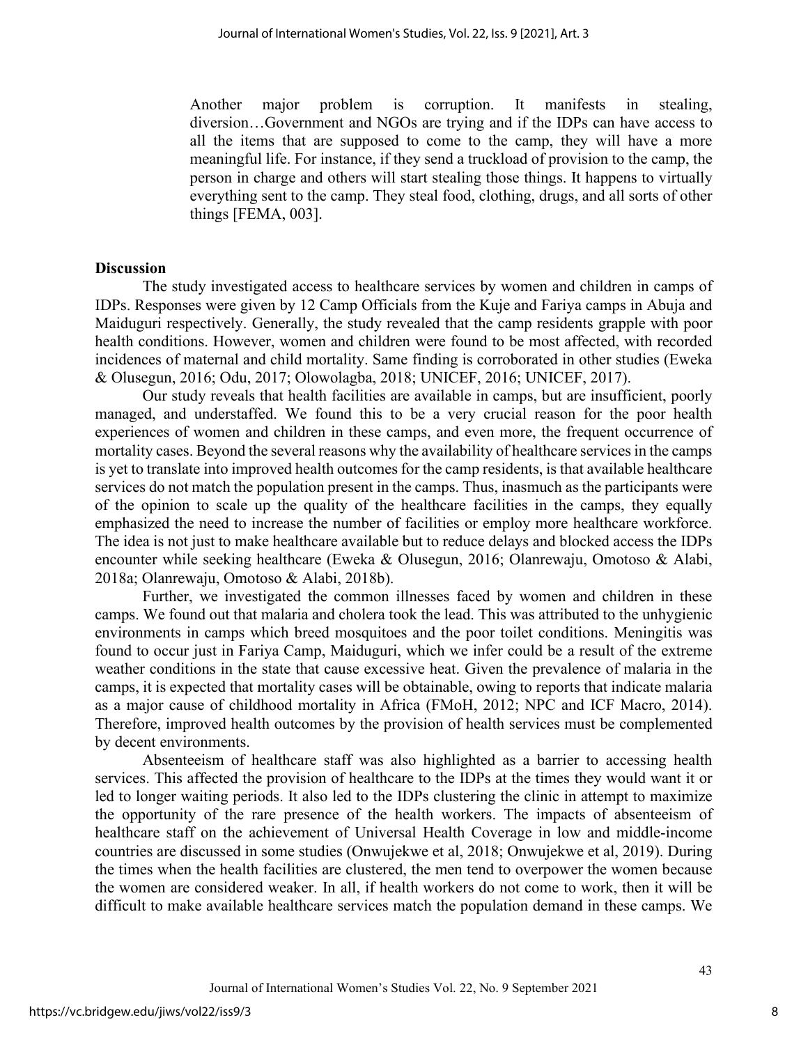> Another major problem is corruption. It manifests in stealing, diversion…Government and NGOs are trying and if the IDPs can have access to all the items that are supposed to come to the camp, they will have a more meaningful life. For instance, if they send a truckload of provision to the camp, the person in charge and others will start stealing those things. It happens to virtually everything sent to the camp. They steal food, clothing, drugs, and all sorts of other things [FEMA, 003].

## Discussion

The study investigated access to healthcare services by women and children in camps of IDPs. Responses were given by 12 Camp Officials from the Kuje and Fariya camps in Abuja and Maiduguri respectively. Generally, the study revealed that the camp residents grapple with poor health conditions. However, women and children were found to be most affected, with recorded incidences of maternal and child mortality. Same finding is corroborated in other studies (Eweka & Olusegun, 2016; Odu, 2017; Olowolagba, 2018; UNICEF, 2016; UNICEF, 2017).

Our study reveals that health facilities are available in camps, but are insufficient, poorly managed, and understaffed. We found this to be a very crucial reason for the poor health experiences of women and children in these camps, and even more, the frequent occurrence of mortality cases. Beyond the several reasons why the availability of healthcare services in the camps is yet to translate into improved health outcomes for the camp residents, is that available healthcare services do not match the population present in the camps. Thus, inasmuch as the participants were of the opinion to scale up the quality of the healthcare facilities in the camps, they equally emphasized the need to increase the number of facilities or employ more healthcare workforce. The idea is not just to make healthcare available but to reduce delays and blocked access the IDPs encounter while seeking healthcare (Eweka & Olusegun, 2016; Olanrewaju, Omotoso & Alabi, 2018a; Olanrewaju, Omotoso & Alabi, 2018b).

Further, we investigated the common illnesses faced by women and children in these camps. We found out that malaria and cholera took the lead. This was attributed to the unhygienic environments in camps which breed mosquitoes and the poor toilet conditions. Meningitis was found to occur just in Fariya Camp, Maiduguri, which we infer could be a result of the extreme weather conditions in the state that cause excessive heat. Given the prevalence of malaria in the camps, it is expected that mortality cases will be obtainable, owing to reports that indicate malaria as a major cause of childhood mortality in Africa (FMoH, 2012; NPC and ICF Macro, 2014). Therefore, improved health outcomes by the provision of health services must be complemented by decent environments.

Absenteeism of healthcare staff was also highlighted as a barrier to accessing health services. This affected the provision of healthcare to the IDPs at the times they would want it or led to longer waiting periods. It also led to the IDPs clustering the clinic in attempt to maximize the opportunity of the rare presence of the health workers. The impacts of absenteeism of healthcare staff on the achievement of Universal Health Coverage in low and middle-income countries are discussed in some studies (Onwujekwe et al, 2018; Onwujekwe et al, 2019). During the times when the health facilities are clustered, the men tend to overpower the women because the women are considered weaker. In all, if health workers do not come to work, then it will be difficult to make available healthcare services match the population demand in these camps. We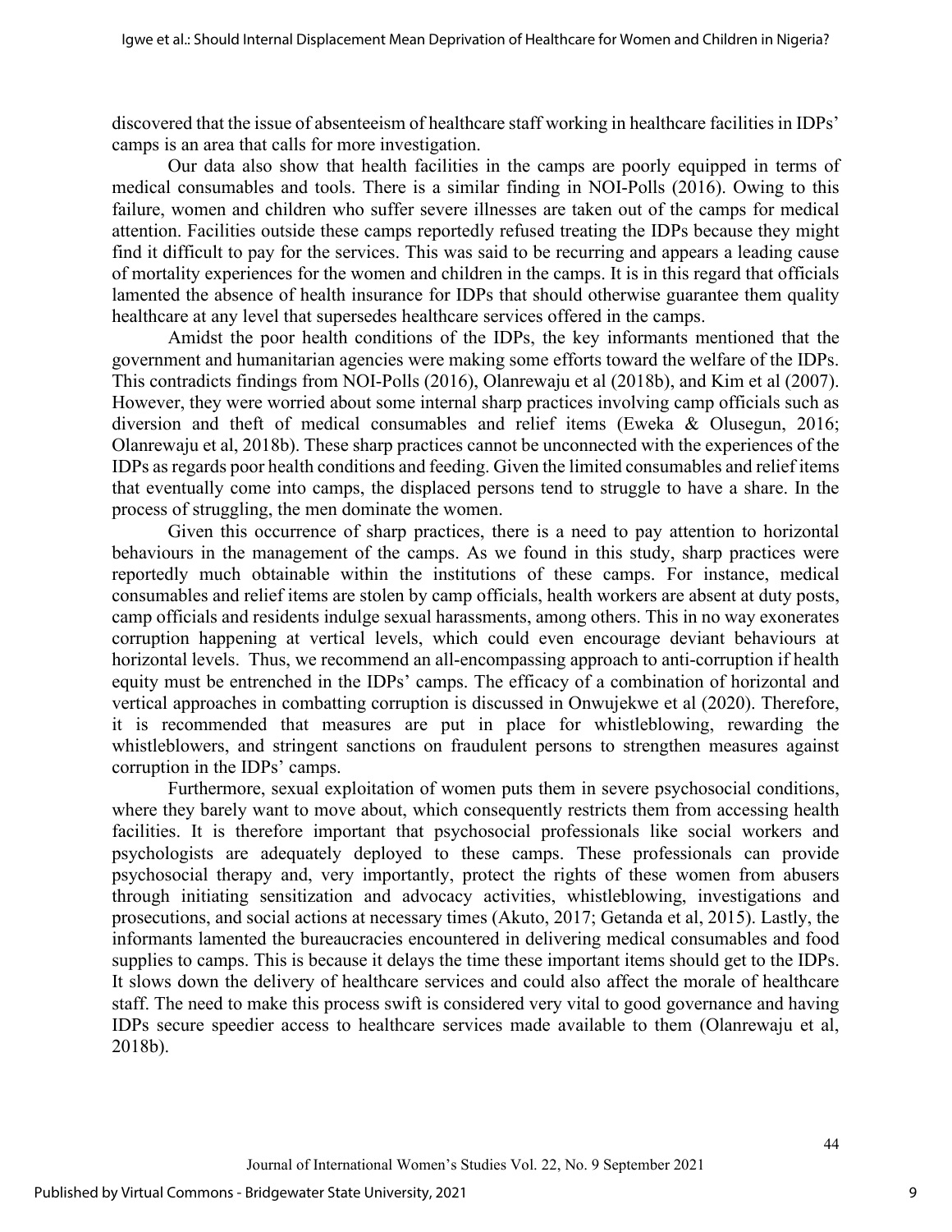discovered that the issue of absenteeism of healthcare staff working in healthcare facilities in IDPs' camps is an area that calls for more investigation.

Our data also show that health facilities in the camps are poorly equipped in terms of medical consumables and tools. There is a similar finding in NOI-Polls (2016). Owing to this failure, women and children who suffer severe illnesses are taken out of the camps for medical attention. Facilities outside these camps reportedly refused treating the IDPs because they might find it difficult to pay for the services. This was said to be recurring and appears a leading cause of mortality experiences for the women and children in the camps. It is in this regard that officials lamented the absence of health insurance for IDPs that should otherwise guarantee them quality healthcare at any level that supersedes healthcare services offered in the camps.

Amidst the poor health conditions of the IDPs, the key informants mentioned that the government and humanitarian agencies were making some efforts toward the welfare of the IDPs. This contradicts findings from NOI-Polls (2016), Olanrewaju et al (2018b), and Kim et al (2007). However, they were worried about some internal sharp practices involving camp officials such as diversion and theft of medical consumables and relief items (Eweka & Olusegun, 2016; Olanrewaju et al, 2018b). These sharp practices cannot be unconnected with the experiences of the IDPs as regards poor health conditions and feeding. Given the limited consumables and relief items that eventually come into camps, the displaced persons tend to struggle to have a share. In the process of struggling, the men dominate the women.

Given this occurrence of sharp practices, there is a need to pay attention to horizontal behaviours in the management of the camps. As we found in this study, sharp practices were reportedly much obtainable within the institutions of these camps. For instance, medical consumables and relief items are stolen by camp officials, health workers are absent at duty posts, camp officials and residents indulge sexual harassments, among others. This in no way exonerates corruption happening at vertical levels, which could even encourage deviant behaviours at horizontal levels. Thus, we recommend an all-encompassing approach to anti-corruption if health equity must be entrenched in the IDPs' camps. The efficacy of a combination of horizontal and vertical approaches in combatting corruption is discussed in Onwujekwe et al (2020). Therefore, it is recommended that measures are put in place for whistleblowing, rewarding the whistleblowers, and stringent sanctions on fraudulent persons to strengthen measures against corruption in the IDPs' camps.

Furthermore, sexual exploitation of women puts them in severe psychosocial conditions, where they barely want to move about, which consequently restricts them from accessing health facilities. It is therefore important that psychosocial professionals like social workers and psychologists are adequately deployed to these camps. These professionals can provide psychosocial therapy and, very importantly, protect the rights of these women from abusers through initiating sensitization and advocacy activities, whistleblowing, investigations and prosecutions, and social actions at necessary times (Akuto, 2017; Getanda et al, 2015). Lastly, the informants lamented the bureaucracies encountered in delivering medical consumables and food supplies to camps. This is because it delays the time these important items should get to the IDPs. It slows down the delivery of healthcare services and could also affect the morale of healthcare staff. The need to make this process swift is considered very vital to good governance and having IDPs secure speedier access to healthcare services made available to them (Olanrewaju et al, 2018b).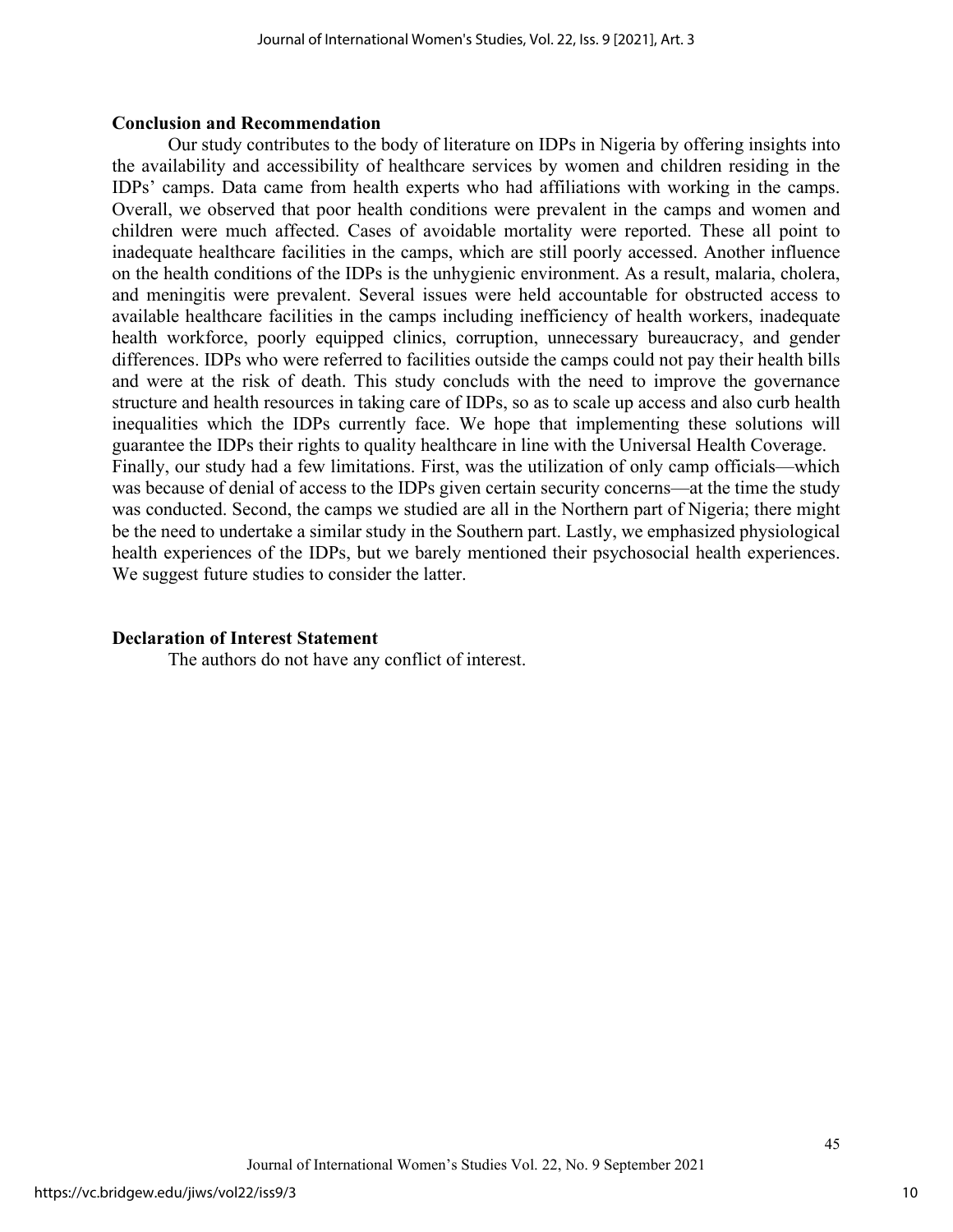## Conclusion and Recommendation

Our study contributes to the body of literature on IDPs in Nigeria by offering insights into the availability and accessibility of healthcare services by women and children residing in the IDPs' camps. Data came from health experts who had affiliations with working in the camps. Overall, we observed that poor health conditions were prevalent in the camps and women and children were much affected. Cases of avoidable mortality were reported. These all point to inadequate healthcare facilities in the camps, which are still poorly accessed. Another influence on the health conditions of the IDPs is the unhygienic environment. As a result, malaria, cholera, and meningitis were prevalent. Several issues were held accountable for obstructed access to available healthcare facilities in the camps including inefficiency of health workers, inadequate health workforce, poorly equipped clinics, corruption, unnecessary bureaucracy, and gender differences. IDPs who were referred to facilities outside the camps could not pay their health bills and were at the risk of death. This study concluds with the need to improve the governance structure and health resources in taking care of IDPs, so as to scale up access and also curb health inequalities which the IDPs currently face. We hope that implementing these solutions will guarantee the IDPs their rights to quality healthcare in line with the Universal Health Coverage.

Finally, our study had a few limitations. First, was the utilization of only camp officials—which was because of denial of access to the IDPs given certain security concerns—at the time the study was conducted. Second, the camps we studied are all in the Northern part of Nigeria; there might be the need to undertake a similar study in the Southern part. Lastly, we emphasized physiological health experiences of the IDPs, but we barely mentioned their psychosocial health experiences. We suggest future studies to consider the latter.

## Declaration of Interest Statement

The authors do not have any conflict of interest.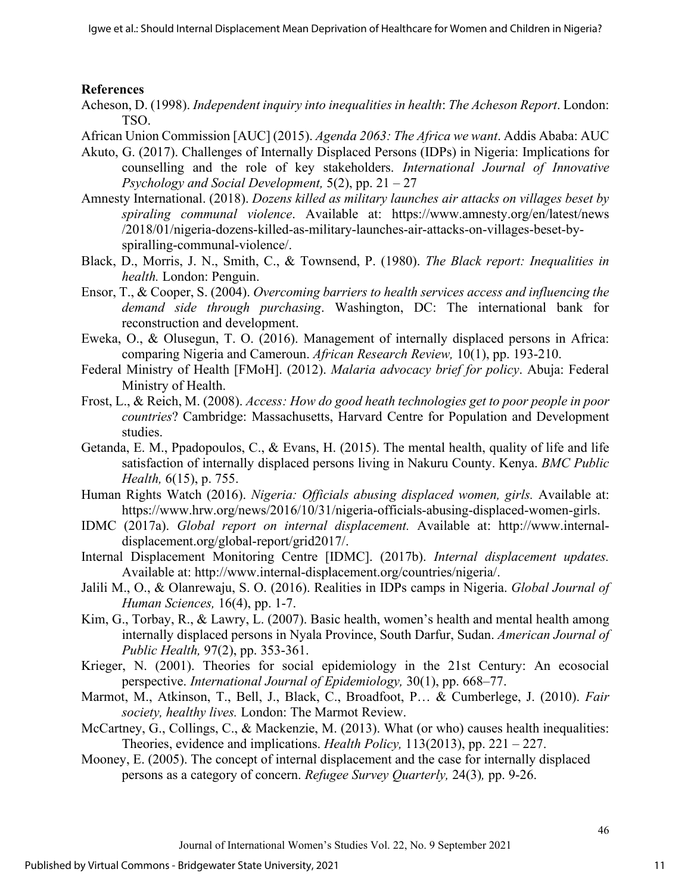**References**

Acheson, D. (1998). *Independent inquiry into inequalities in health*: *The Acheson Report*. London: TSO.

African Union Commission [AUC] (2015). *Agenda 2063: The Africa we want*. Addis Ababa: AUC

Akuto, G. (2017). Challenges of Internally Displaced Persons (IDPs) in Nigeria: Implications for counselling and the role of key stakeholders. *International Journal of Innovative Psychology and Social Development,* 5(2), pp. 21 – 27

Amnesty International. (2018). *Dozens killed as military launches air attacks on villages beset by spiraling communal violence*. Available at: https://www.amnesty.org/en/latest/news/2018/01/nigeria-dozens-killed-as-military-launches-air-attacks-on-villages-beset-by-spiralling-communal-violence/.

Black, D., Morris, J. N., Smith, C., & Townsend, P. (1980). *The Black report: Inequalities in health.* London: Penguin.

Ensor, T., & Cooper, S. (2004). *Overcoming barriers to health services access and influencing the demand side through purchasing*. Washington, DC: The international bank for reconstruction and development.

Eweka, O., & Olusegun, T. O. (2016). Management of internally displaced persons in Africa: comparing Nigeria and Cameroun. *African Research Review,* 10(1), pp. 193-210.

Federal Ministry of Health [FMoH]. (2012). *Malaria advocacy brief for policy*. Abuja: Federal Ministry of Health.

Frost, L., & Reich, M. (2008). *Access: How do good heath technologies get to poor people in poor countries*? Cambridge: Massachusetts, Harvard Centre for Population and Development studies.

Getanda, E. M., Ppadopoulos, C., & Evans, H. (2015). The mental health, quality of life and life satisfaction of internally displaced persons living in Nakuru County. Kenya. *BMC Public Health,* 6(15), p. 755.

Human Rights Watch (2016). *Nigeria: Officials abusing displaced women, girls.* Available at: https://www.hrw.org/news/2016/10/31/nigeria-officials-abusing-displaced-women-girls.

IDMC (2017a). *Global report on internal displacement.* Available at: http://www.internal-displacement.org/global-report/grid2017/.

Internal Displacement Monitoring Centre [IDMC]. (2017b). *Internal displacement updates.* Available at: http://www.internal-displacement.org/countries/nigeria/.

Jalili M., O., & Olanrewaju, S. O. (2016). Realities in IDPs camps in Nigeria. *Global Journal of Human Sciences,* 16(4), pp. 1-7.

Kim, G., Torbay, R., & Lawry, L. (2007). Basic health, women's health and mental health among internally displaced persons in Nyala Province, South Darfur, Sudan. *American Journal of Public Health,* 97(2), pp. 353-361.

Krieger, N. (2001). Theories for social epidemiology in the 21st Century: An ecosocial perspective. *International Journal of Epidemiology,* 30(1), pp. 668–77.

Marmot, M., Atkinson, T., Bell, J., Black, C., Broadfoot, P… & Cumberlege, J. (2010). *Fair society, healthy lives.* London: The Marmot Review.

McCartney, G., Collings, C., & Mackenzie, M. (2013). What (or who) causes health inequalities: Theories, evidence and implications. *Health Policy,* 113(2013), pp. 221 – 227.

Mooney, E. (2005). The concept of internal displacement and the case for internally displaced persons as a category of concern. *Refugee Survey Quarterly,* 24(3)*,* pp. 9-26.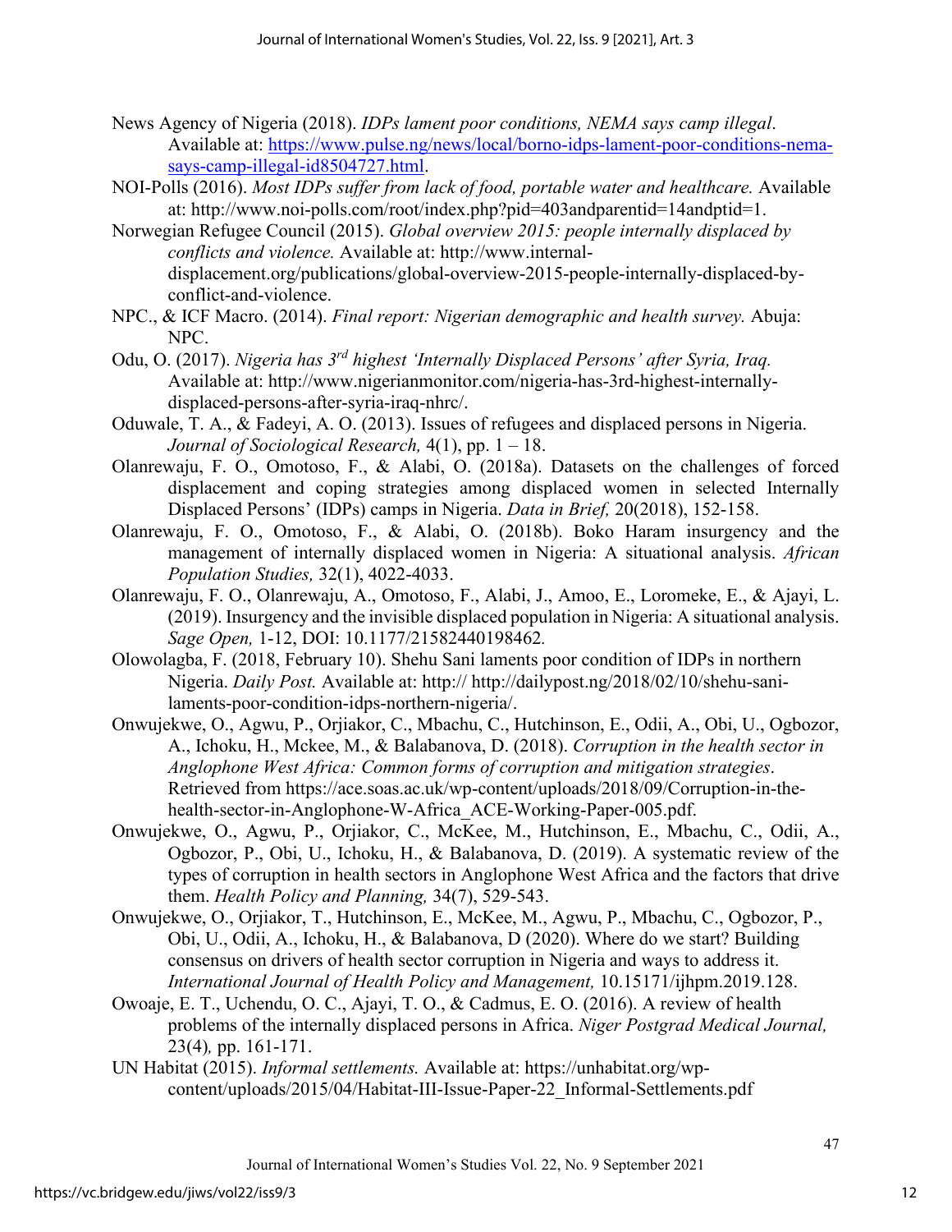News Agency of Nigeria (2018). *IDPs lament poor conditions, NEMA says camp illegal*. Available at: https://www.pulse.ng/news/local/borno-idps-lament-poor-conditions-nema-says-camp-illegal-id8504727.html.

NOI-Polls (2016). *Most IDPs suffer from lack of food, portable water and healthcare.* Available at: http://www.noi-polls.com/root/index.php?pid=403andparentid=14andptid=1.

Norwegian Refugee Council (2015). *Global overview 2015: people internally displaced by conflicts and violence.* Available at: http://www.internal-displacement.org/publications/global-overview-2015-people-internally-displaced-by-conflict-and-violence.

NPC., & ICF Macro. (2014). *Final report: Nigerian demographic and health survey.* Abuja: NPC.

Odu, O. (2017). *Nigeria has 3rd highest 'Internally Displaced Persons' after Syria, Iraq.* Available at: http://www.nigerianmonitor.com/nigeria-has-3rd-highest-internally-displaced-persons-after-syria-iraq-nhrc/.

Oduwale, T. A., & Fadeyi, A. O. (2013). Issues of refugees and displaced persons in Nigeria. *Journal of Sociological Research,* 4(1), pp. 1 – 18.

Olanrewaju, F. O., Omotoso, F., & Alabi, O. (2018a). Datasets on the challenges of forced displacement and coping strategies among displaced women in selected Internally Displaced Persons' (IDPs) camps in Nigeria. *Data in Brief,* 20(2018), 152-158.

Olanrewaju, F. O., Omotoso, F., & Alabi, O. (2018b). Boko Haram insurgency and the management of internally displaced women in Nigeria: A situational analysis. *African Population Studies,* 32(1), 4022-4033.

Olanrewaju, F. O., Olanrewaju, A., Omotoso, F., Alabi, J., Amoo, E., Loromeke, E., & Ajayi, L. (2019). Insurgency and the invisible displaced population in Nigeria: A situational analysis. *Sage Open,* 1-12, DOI: 10.1177/21582440198462*.*

Olowolagba, F. (2018, February 10). Shehu Sani laments poor condition of IDPs in northern Nigeria. *Daily Post.* Available at: http:// http://dailypost.ng/2018/02/10/shehu-sani-laments-poor-condition-idps-northern-nigeria/.

Onwujekwe, O., Agwu, P., Orjiakor, C., Mbachu, C., Hutchinson, E., Odii, A., Obi, U., Ogbozor, A., Ichoku, H., Mckee, M., & Balabanova, D. (2018). *Corruption in the health sector in Anglophone West Africa: Common forms of corruption and mitigation strategies*. Retrieved from https://ace.soas.ac.uk/wp-content/uploads/2018/09/Corruption-in-the-health-sector-in-Anglophone-W-Africa_ACE-Working-Paper-005.pdf.

Onwujekwe, O., Agwu, P., Orjiakor, C., McKee, M., Hutchinson, E., Mbachu, C., Odii, A., Ogbozor, P., Obi, U., Ichoku, H., & Balabanova, D. (2019). A systematic review of the types of corruption in health sectors in Anglophone West Africa and the factors that drive them. *Health Policy and Planning,* 34(7), 529-543.

Onwujekwe, O., Orjiakor, T., Hutchinson, E., McKee, M., Agwu, P., Mbachu, C., Ogbozor, P., Obi, U., Odii, A., Ichoku, H., & Balabanova, D (2020). Where do we start? Building consensus on drivers of health sector corruption in Nigeria and ways to address it. *International Journal of Health Policy and Management,* 10.15171/ijhpm.2019.128.

Owoaje, E. T., Uchendu, O. C., Ajayi, T. O., & Cadmus, E. O. (2016). A review of health problems of the internally displaced persons in Africa. *Niger Postgrad Medical Journal,* 23(4)*,* pp. 161-171.

UN Habitat (2015). *Informal settlements.* Available at: https://unhabitat.org/wp-content/uploads/2015/04/Habitat-III-Issue-Paper-22_Informal-Settlements.pdf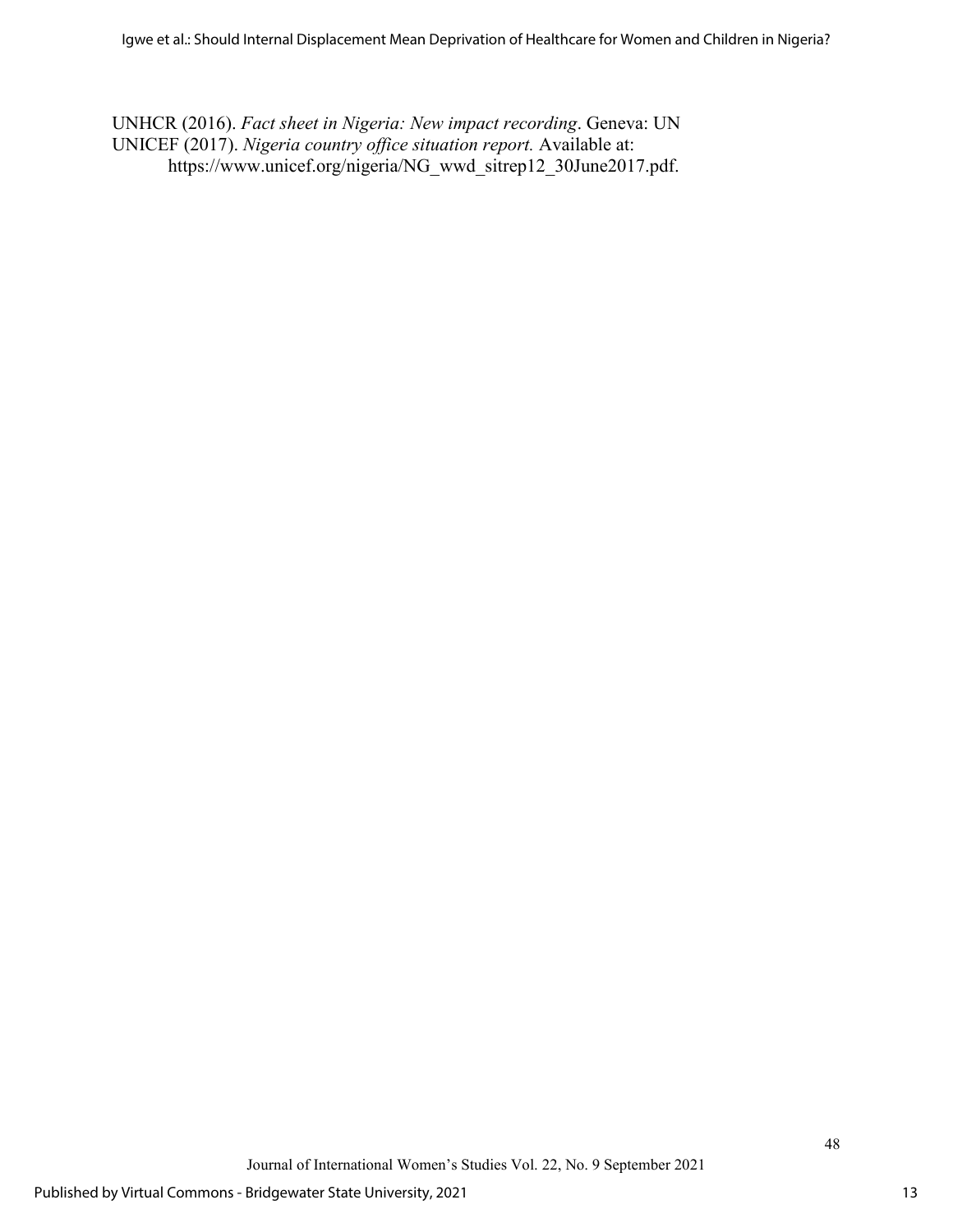UNHCR (2016). *Fact sheet in Nigeria: New impact recording*. Geneva: UN

UNICEF (2017). *Nigeria country office situation report.* Available at: https://www.unicef.org/nigeria/NG_wwd_sitrep12_30June2017.pdf.